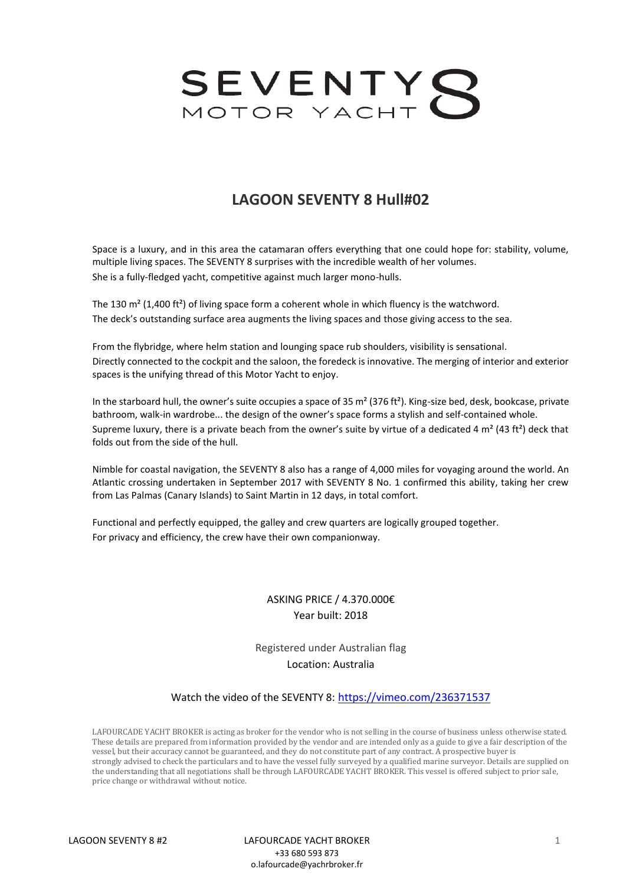# SEVENTY 8 MOTOR YACHT

## LAGOON SEVENTY 8 Hull#02

Space is a luxury, and in this area the catamaran offers everything that one could hope for: stability, volume, multiple living spaces. The SEVENTY 8 surprises with the incredible wealth of her volumes.
She is a fully-fledged yacht, competitive against much larger mono-hulls.

The 130 m² (1,400 ft²) of living space form a coherent whole in which fluency is the watchword.
The deck's outstanding surface area augments the living spaces and those giving access to the sea.

From the flybridge, where helm station and lounging space rub shoulders, visibility is sensational.
Directly connected to the cockpit and the saloon, the foredeck is innovative. The merging of interior and exterior spaces is the unifying thread of this Motor Yacht to enjoy.

In the starboard hull, the owner's suite occupies a space of 35 m² (376 ft²). King-size bed, desk, bookcase, private bathroom, walk-in wardrobe... the design of the owner's space forms a stylish and self-contained whole.
Supreme luxury, there is a private beach from the owner's suite by virtue of a dedicated 4 m² (43 ft²) deck that folds out from the side of the hull.

Nimble for coastal navigation, the SEVENTY 8 also has a range of 4,000 miles for voyaging around the world. An Atlantic crossing undertaken in September 2017 with SEVENTY 8 No. 1 confirmed this ability, taking her crew from Las Palmas (Canary Islands) to Saint Martin in 12 days, in total comfort.

Functional and perfectly equipped, the galley and crew quarters are logically grouped together.
For privacy and efficiency, the crew have their own companionway.

ASKING PRICE / 4.370.000€
Year built: 2018

Registered under Australian flag
Location: Australia

Watch the video of the SEVENTY 8: https://vimeo.com/236371537

LAFOURCADE YACHT BROKER is acting as broker for the vendor who is not selling in the course of business unless otherwise stated. These details are prepared from information provided by the vendor and are intended only as a guide to give a fair description of the vessel, but their accuracy cannot be guaranteed, and they do not constitute part of any contract. A prospective buyer is strongly advised to check the particulars and to have the vessel fully surveyed by a qualified marine surveyor. Details are supplied on the understanding that all negotiations shall be through LAFOURCADE YACHT BROKER. This vessel is offered subject to prior sale, price change or withdrawal without notice.

LAFOURCADE YACHT BROKER
+33 680 593 873
o.lafourcade@yachrbroker.fr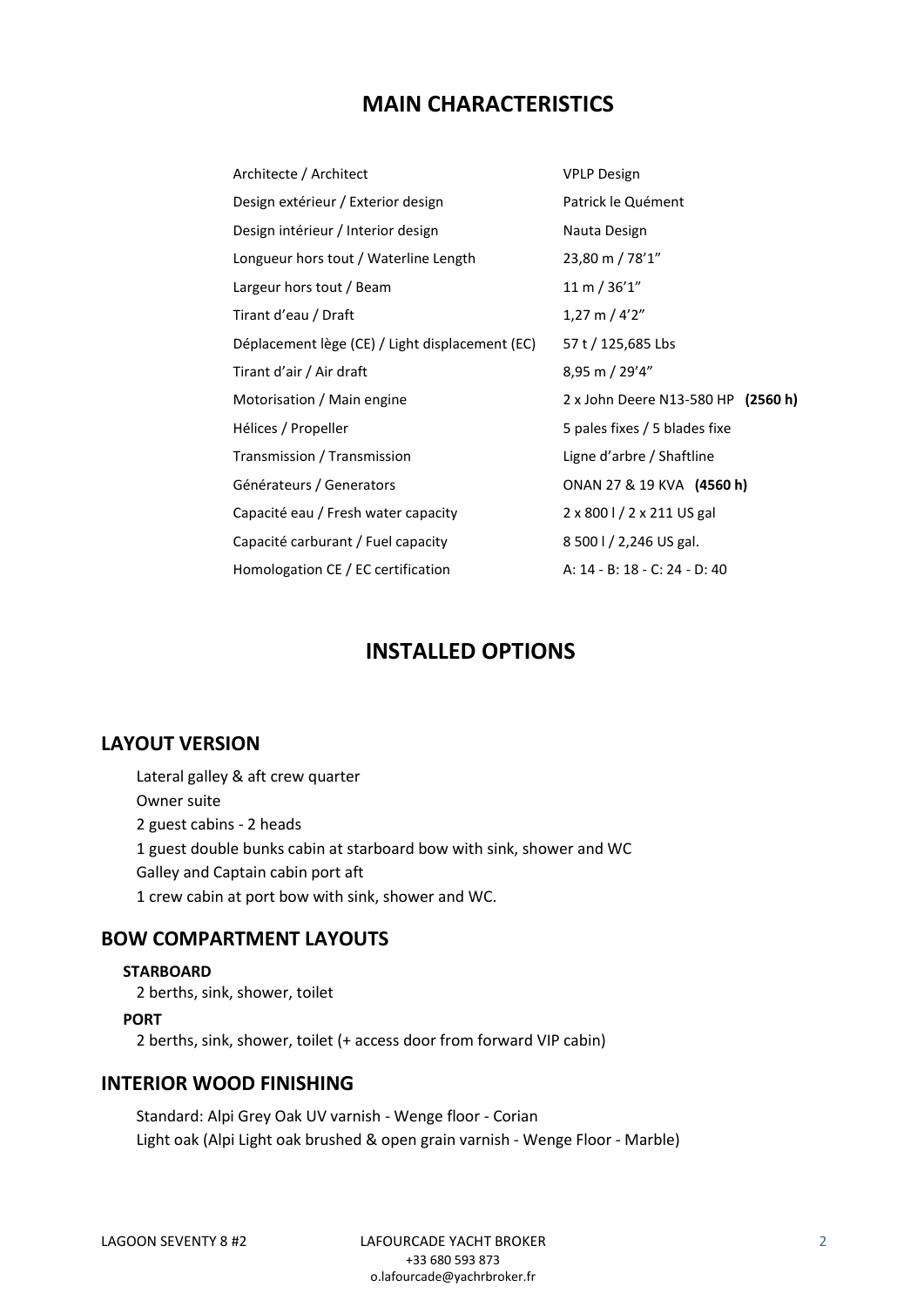## MAIN CHARACTERISTICS

| | |
|---|---|
| Architecte / Architect | VPLP Design |
| Design extérieur / Exterior design | Patrick le Quément |
| Design intérieur / Interior design | Nauta Design |
| Longueur hors tout / Waterline Length | 23,80 m / 78'1" |
| Largeur hors tout / Beam | 11 m / 36'1" |
| Tirant d'eau / Draft | 1,27 m / 4'2" |
| Déplacement lège (CE) / Light displacement (EC) | 57 t / 125,685 Lbs |
| Tirant d'air / Air draft | 8,95 m / 29'4" |
| Motorisation / Main engine | 2 x John Deere N13-580 HP **(2560 h)** |
| Hélices / Propeller | 5 pales fixes / 5 blades fixe |
| Transmission / Transmission | Ligne d'arbre / Shaftline |
| Générateurs / Generators | ONAN 27 & 19 KVA **(4560 h)** |
| Capacité eau / Fresh water capacity | 2 x 800 l / 2 x 211 US gal |
| Capacité carburant / Fuel capacity | 8 500 l / 2,246 US gal. |
| Homologation CE / EC certification | A: 14 - B: 18 - C: 24 - D: 40 |

## INSTALLED OPTIONS

### LAYOUT VERSION

Lateral galley & aft crew quarter
Owner suite
2 guest cabins - 2 heads
1 guest double bunks cabin at starboard bow with sink, shower and WC
Galley and Captain cabin port aft
1 crew cabin at port bow with sink, shower and WC.

### BOW COMPARTMENT LAYOUTS

**STARBOARD**
2 berths, sink, shower, toilet

**PORT**
2 berths, sink, shower, toilet (+ access door from forward VIP cabin)

### INTERIOR WOOD FINISHING

Standard: Alpi Grey Oak UV varnish - Wenge floor - Corian
Light oak (Alpi Light oak brushed & open grain varnish - Wenge Floor - Marble)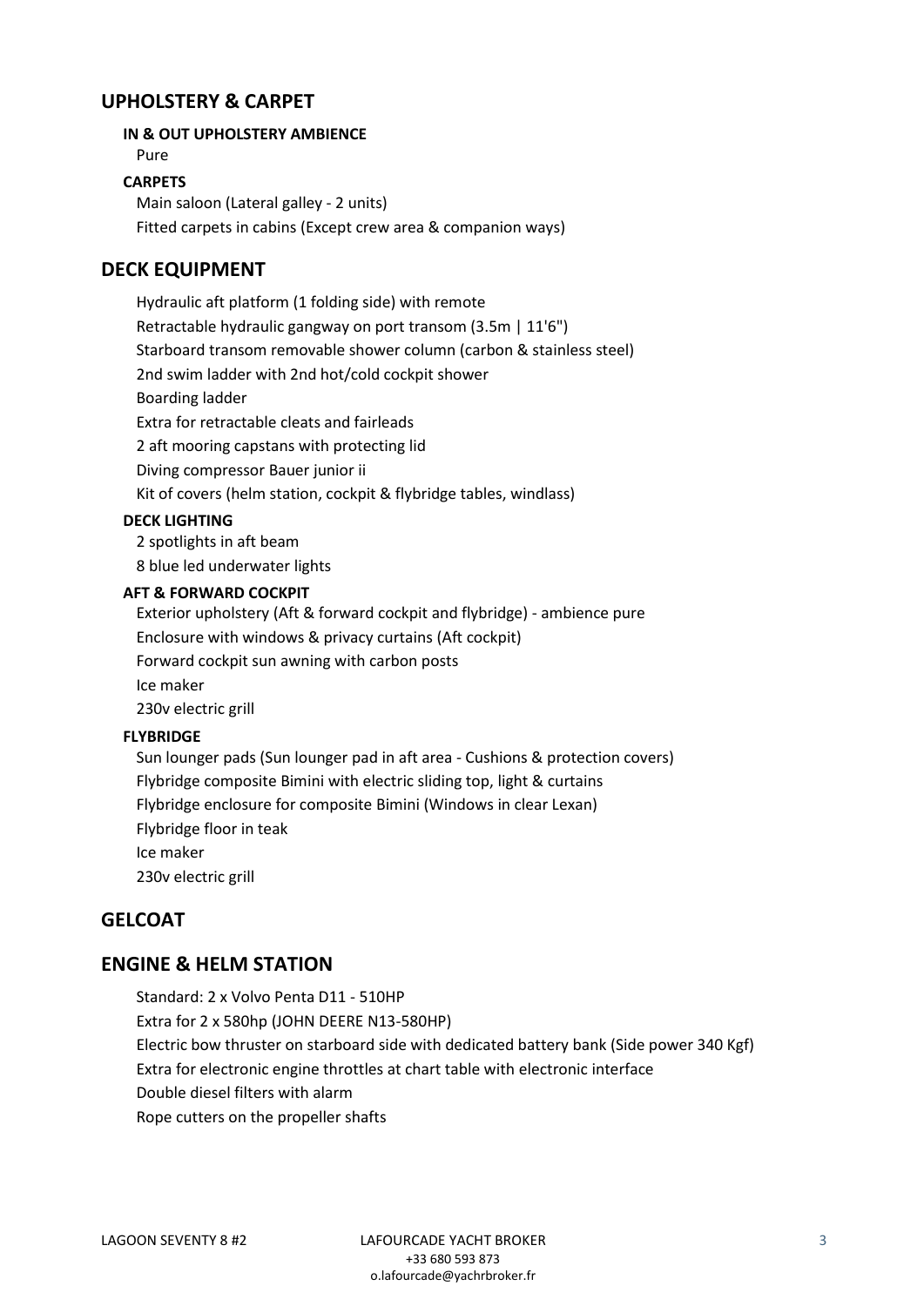## UPHOLSTERY & CARPET

### IN & OUT UPHOLSTERY AMBIENCE

Pure

### CARPETS

Main saloon (Lateral galley - 2 units)
Fitted carpets in cabins (Except crew area & companion ways)

## DECK EQUIPMENT

Hydraulic aft platform (1 folding side) with remote
Retractable hydraulic gangway on port transom (3.5m | 11'6")
Starboard transom removable shower column (carbon & stainless steel)
2nd swim ladder with 2nd hot/cold cockpit shower
Boarding ladder
Extra for retractable cleats and fairleads
2 aft mooring capstans with protecting lid
Diving compressor Bauer junior ii
Kit of covers (helm station, cockpit & flybridge tables, windlass)

### DECK LIGHTING

2 spotlights in aft beam
8 blue led underwater lights

### AFT & FORWARD COCKPIT

Exterior upholstery (Aft & forward cockpit and flybridge) - ambience pure
Enclosure with windows & privacy curtains (Aft cockpit)
Forward cockpit sun awning with carbon posts
Ice maker
230v electric grill

### FLYBRIDGE

Sun lounger pads (Sun lounger pad in aft area - Cushions & protection covers)
Flybridge composite Bimini with electric sliding top, light & curtains
Flybridge enclosure for composite Bimini (Windows in clear Lexan)
Flybridge floor in teak
Ice maker
230v electric grill

## GELCOAT

## ENGINE & HELM STATION

Standard: 2 x Volvo Penta D11 - 510HP
Extra for 2 x 580hp (JOHN DEERE N13-580HP)
Electric bow thruster on starboard side with dedicated battery bank (Side power 340 Kgf)
Extra for electronic engine throttles at chart table with electronic interface
Double diesel filters with alarm
Rope cutters on the propeller shafts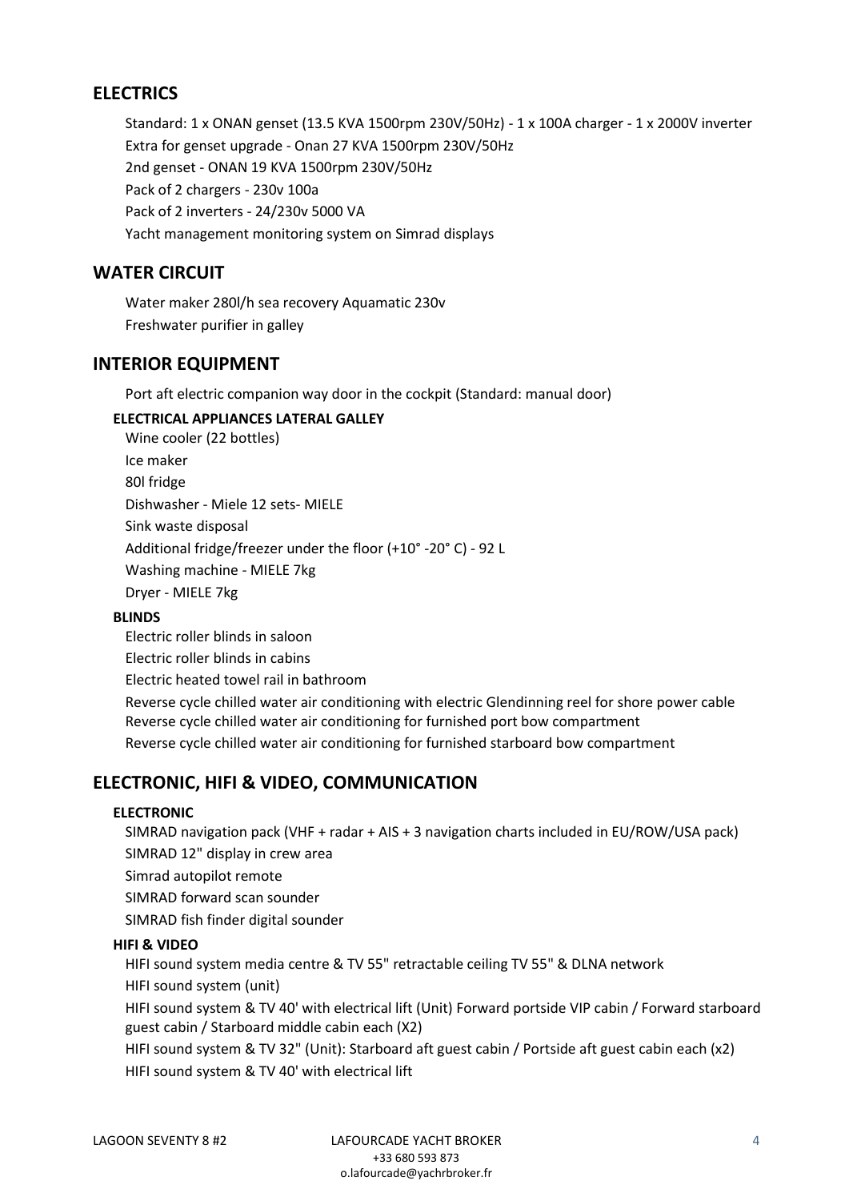## ELECTRICS

Standard: 1 x ONAN genset (13.5 KVA 1500rpm 230V/50Hz) - 1 x 100A charger - 1 x 2000V inverter
Extra for genset upgrade - Onan 27 KVA 1500rpm 230V/50Hz
2nd genset - ONAN 19 KVA 1500rpm 230V/50Hz
Pack of 2 chargers - 230v 100a
Pack of 2 inverters - 24/230v 5000 VA
Yacht management monitoring system on Simrad displays

## WATER CIRCUIT

Water maker 280l/h sea recovery Aquamatic 230v
Freshwater purifier in galley

## INTERIOR EQUIPMENT

Port aft electric companion way door in the cockpit (Standard: manual door)

### ELECTRICAL APPLIANCES LATERAL GALLEY

Wine cooler (22 bottles)
Ice maker
80l fridge
Dishwasher - Miele 12 sets- MIELE
Sink waste disposal
Additional fridge/freezer under the floor (+10° -20° C) - 92 L
Washing machine - MIELE 7kg
Dryer - MIELE 7kg

### BLINDS

Electric roller blinds in saloon
Electric roller blinds in cabins
Electric heated towel rail in bathroom
Reverse cycle chilled water air conditioning with electric Glendinning reel for shore power cable
Reverse cycle chilled water air conditioning for furnished port bow compartment
Reverse cycle chilled water air conditioning for furnished starboard bow compartment

## ELECTRONIC, HIFI & VIDEO, COMMUNICATION

### ELECTRONIC

SIMRAD navigation pack (VHF + radar + AIS + 3 navigation charts included in EU/ROW/USA pack)
SIMRAD 12" display in crew area
Simrad autopilot remote
SIMRAD forward scan sounder
SIMRAD fish finder digital sounder

### HIFI & VIDEO

HIFI sound system media centre & TV 55" retractable ceiling TV 55" & DLNA network
HIFI sound system (unit)
HIFI sound system & TV 40' with electrical lift (Unit) Forward portside VIP cabin / Forward starboard guest cabin / Starboard middle cabin each (X2)
HIFI sound system & TV 32" (Unit): Starboard aft guest cabin / Portside aft guest cabin each (x2)
HIFI sound system & TV 40' with electrical lift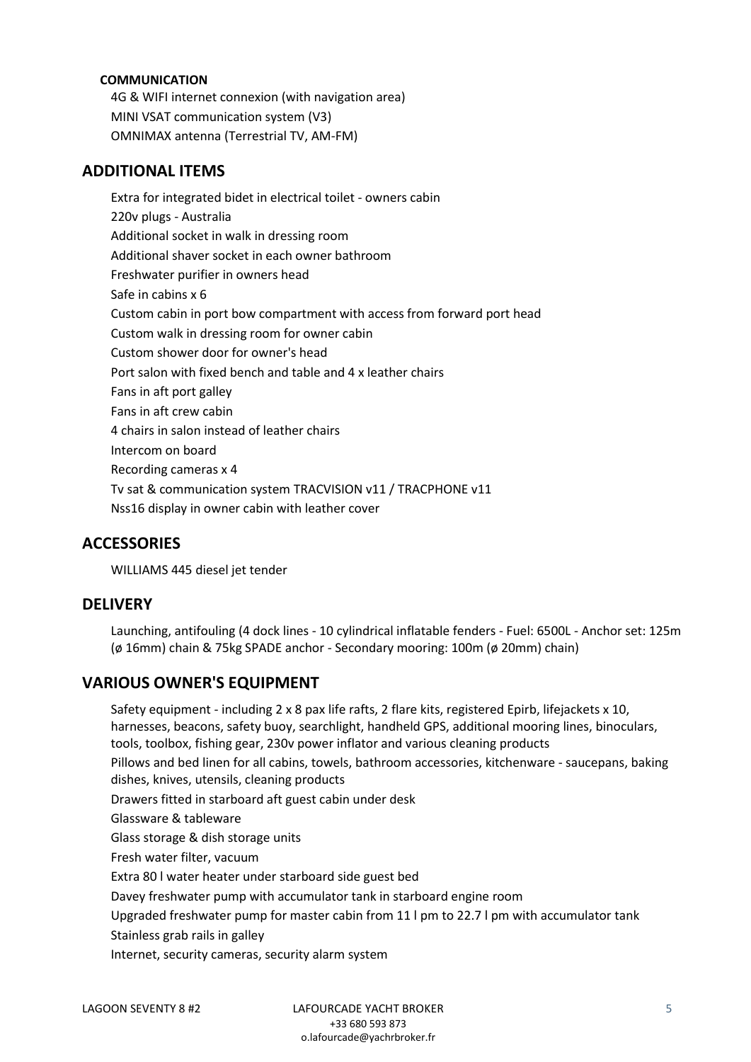**COMMUNICATION**

4G & WIFI internet connexion (with navigation area)
MINI VSAT communication system (V3)
OMNIMAX antenna (Terrestrial TV, AM-FM)

## ADDITIONAL ITEMS

Extra for integrated bidet in electrical toilet - owners cabin
220v plugs - Australia
Additional socket in walk in dressing room
Additional shaver socket in each owner bathroom
Freshwater purifier in owners head
Safe in cabins x 6
Custom cabin in port bow compartment with access from forward port head
Custom walk in dressing room for owner cabin
Custom shower door for owner's head
Port salon with fixed bench and table and 4 x leather chairs
Fans in aft port galley
Fans in aft crew cabin
4 chairs in salon instead of leather chairs
Intercom on board
Recording cameras x 4
Tv sat & communication system TRACVISION v11 / TRACPHONE v11
Nss16 display in owner cabin with leather cover

## ACCESSORIES

WILLIAMS 445 diesel jet tender

## DELIVERY

Launching, antifouling (4 dock lines - 10 cylindrical inflatable fenders - Fuel: 6500L - Anchor set: 125m (ø 16mm) chain & 75kg SPADE anchor - Secondary mooring: 100m (ø 20mm) chain)

## VARIOUS OWNER'S EQUIPMENT

Safety equipment - including 2 x 8 pax life rafts, 2 flare kits, registered Epirb, lifejackets x 10, harnesses, beacons, safety buoy, searchlight, handheld GPS, additional mooring lines, binoculars, tools, toolbox, fishing gear, 230v power inflator and various cleaning products
Pillows and bed linen for all cabins, towels, bathroom accessories, kitchenware - saucepans, baking dishes, knives, utensils, cleaning products
Drawers fitted in starboard aft guest cabin under desk
Glassware & tableware
Glass storage & dish storage units
Fresh water filter, vacuum
Extra 80 l water heater under starboard side guest bed
Davey freshwater pump with accumulator tank in starboard engine room
Upgraded freshwater pump for master cabin from 11 l pm to 22.7 l pm with accumulator tank
Stainless grab rails in galley
Internet, security cameras, security alarm system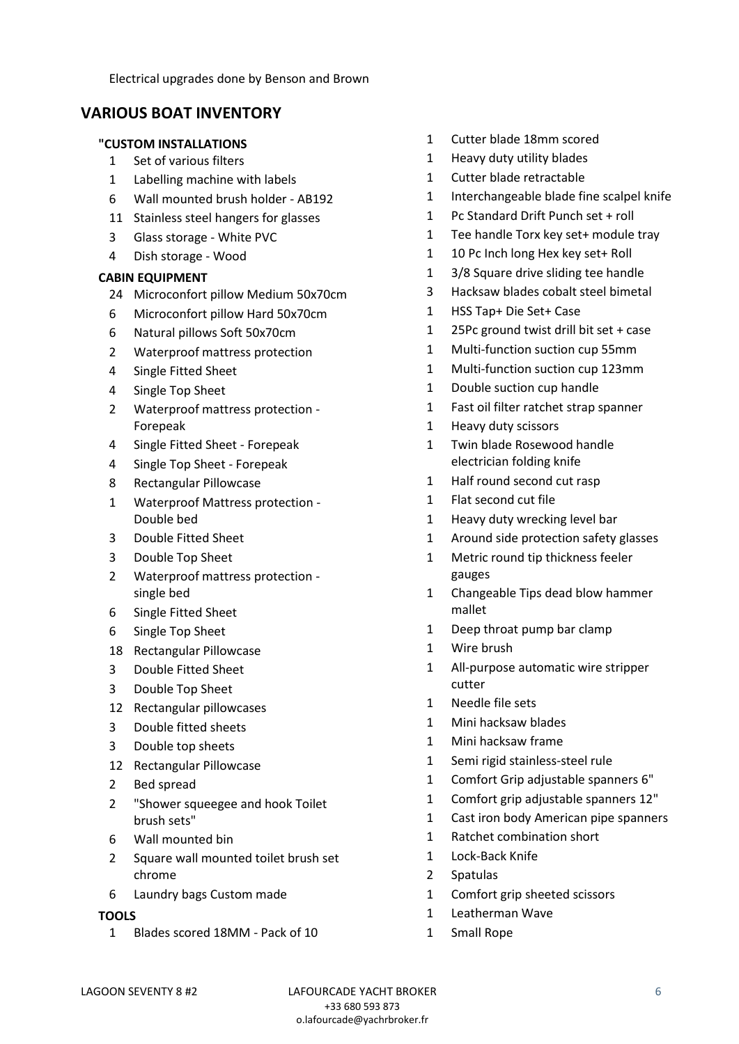Electrical upgrades done by Benson and Brown

## VARIOUS BOAT INVENTORY

**"CUSTOM INSTALLATIONS**

- 1 Set of various filters
- 1 Labelling machine with labels
- 6 Wall mounted brush holder - AB192
- 11 Stainless steel hangers for glasses
- 3 Glass storage - White PVC
- 4 Dish storage - Wood

**CABIN EQUIPMENT**

- 24 Microconfort pillow Medium 50x70cm
- 6 Microconfort pillow Hard 50x70cm
- 6 Natural pillows Soft 50x70cm
- 2 Waterproof mattress protection
- 4 Single Fitted Sheet
- 4 Single Top Sheet
- 2 Waterproof mattress protection - Forepeak
- 4 Single Fitted Sheet - Forepeak
- 4 Single Top Sheet - Forepeak
- 8 Rectangular Pillowcase
- 1 Waterproof Mattress protection - Double bed
- 3 Double Fitted Sheet
- 3 Double Top Sheet
- 2 Waterproof mattress protection - single bed
- 6 Single Fitted Sheet
- 6 Single Top Sheet
- 18 Rectangular Pillowcase
- 3 Double Fitted Sheet
- 3 Double Top Sheet
- 12 Rectangular pillowcases
- 3 Double fitted sheets
- 3 Double top sheets
- 12 Rectangular Pillowcase
- 2 Bed spread
- 2 "Shower squeegee and hook Toilet brush sets"
- 6 Wall mounted bin
- 2 Square wall mounted toilet brush set chrome
- 6 Laundry bags Custom made

**TOOLS**

- 1 Blades scored 18MM - Pack of 10
- 1 Cutter blade 18mm scored
- 1 Heavy duty utility blades
- 1 Cutter blade retractable
- 1 Interchangeable blade fine scalpel knife
- 1 Pc Standard Drift Punch set + roll
- 1 Tee handle Torx key set+ module tray
- 1 10 Pc Inch long Hex key set+ Roll
- 1 3/8 Square drive sliding tee handle
- 3 Hacksaw blades cobalt steel bimetal
- 1 HSS Tap+ Die Set+ Case
- 1 25Pc ground twist drill bit set + case
- 1 Multi-function suction cup 55mm
- 1 Multi-function suction cup 123mm
- 1 Double suction cup handle
- 1 Fast oil filter ratchet strap spanner
- 1 Heavy duty scissors
- 1 Twin blade Rosewood handle electrician folding knife
- 1 Half round second cut rasp
- 1 Flat second cut file
- 1 Heavy duty wrecking level bar
- 1 Around side protection safety glasses
- 1 Metric round tip thickness feeler gauges
- 1 Changeable Tips dead blow hammer mallet
- 1 Deep throat pump bar clamp
- 1 Wire brush
- 1 All-purpose automatic wire stripper cutter
- 1 Needle file sets
- 1 Mini hacksaw blades
- 1 Mini hacksaw frame
- 1 Semi rigid stainless-steel rule
- 1 Comfort Grip adjustable spanners 6"
- 1 Comfort grip adjustable spanners 12"
- 1 Cast iron body American pipe spanners
- 1 Ratchet combination short
- 1 Lock-Back Knife
- 2 Spatulas
- 1 Comfort grip sheeted scissors
- 1 Leatherman Wave
- 1 Small Rope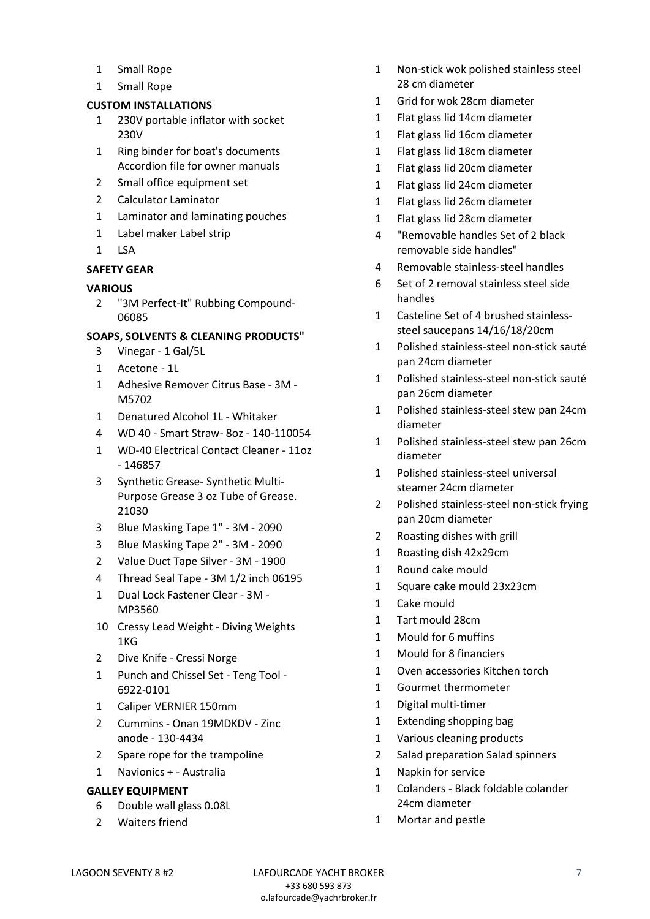- 1 Small Rope
- 1 Small Rope

**CUSTOM INSTALLATIONS**

- 1 230V portable inflator with socket 230V
- 1 Ring binder for boat's documents Accordion file for owner manuals
- 2 Small office equipment set
- 2 Calculator Laminator
- 1 Laminator and laminating pouches
- 1 Label maker Label strip
- 1 LSA

**SAFETY GEAR**

**VARIOUS**

- 2 "3M Perfect-It" Rubbing Compound- 06085

**SOAPS, SOLVENTS & CLEANING PRODUCTS"**

- 3 Vinegar - 1 Gal/5L
- 1 Acetone - 1L
- 1 Adhesive Remover Citrus Base - 3M - M5702
- 1 Denatured Alcohol 1L - Whitaker
- 4 WD 40 - Smart Straw- 8oz - 140-110054
- 1 WD-40 Electrical Contact Cleaner - 11oz - 146857
- 3 Synthetic Grease- Synthetic Multi-Purpose Grease 3 oz Tube of Grease. 21030
- 3 Blue Masking Tape 1" - 3M - 2090
- 3 Blue Masking Tape 2" - 3M - 2090
- 2 Value Duct Tape Silver - 3M - 1900
- 4 Thread Seal Tape - 3M 1/2 inch 06195
- 1 Dual Lock Fastener Clear - 3M - MP3560
- 10 Cressy Lead Weight - Diving Weights 1KG
- 2 Dive Knife - Cressi Norge
- 1 Punch and Chissel Set - Teng Tool - 6922-0101
- 1 Caliper VERNIER 150mm
- 2 Cummins - Onan 19MDKDV - Zinc anode - 130-4434
- 2 Spare rope for the trampoline
- 1 Navionics + - Australia

**GALLEY EQUIPMENT**

- 6 Double wall glass 0.08L
- 2 Waiters friend
- 1 Non-stick wok polished stainless steel 28 cm diameter
- 1 Grid for wok 28cm diameter
- 1 Flat glass lid 14cm diameter
- 1 Flat glass lid 16cm diameter
- 1 Flat glass lid 18cm diameter
- 1 Flat glass lid 20cm diameter
- 1 Flat glass lid 24cm diameter
- 1 Flat glass lid 26cm diameter
- 1 Flat glass lid 28cm diameter
- 4 "Removable handles Set of 2 black removable side handles"
- 4 Removable stainless-steel handles
- 6 Set of 2 removal stainless steel side handles
- 1 Casteline Set of 4 brushed stainless-steel saucepans 14/16/18/20cm
- 1 Polished stainless-steel non-stick sauté pan 24cm diameter
- 1 Polished stainless-steel non-stick sauté pan 26cm diameter
- 1 Polished stainless-steel stew pan 24cm diameter
- 1 Polished stainless-steel stew pan 26cm diameter
- 1 Polished stainless-steel universal steamer 24cm diameter
- 2 Polished stainless-steel non-stick frying pan 20cm diameter
- 2 Roasting dishes with grill
- 1 Roasting dish 42x29cm
- 1 Round cake mould
- 1 Square cake mould 23x23cm
- 1 Cake mould
- 1 Tart mould 28cm
- 1 Mould for 6 muffins
- 1 Mould for 8 financiers
- 1 Oven accessories Kitchen torch
- 1 Gourmet thermometer
- 1 Digital multi-timer
- 1 Extending shopping bag
- 1 Various cleaning products
- 2 Salad preparation Salad spinners
- 1 Napkin for service
- 1 Colanders - Black foldable colander 24cm diameter
- 1 Mortar and pestle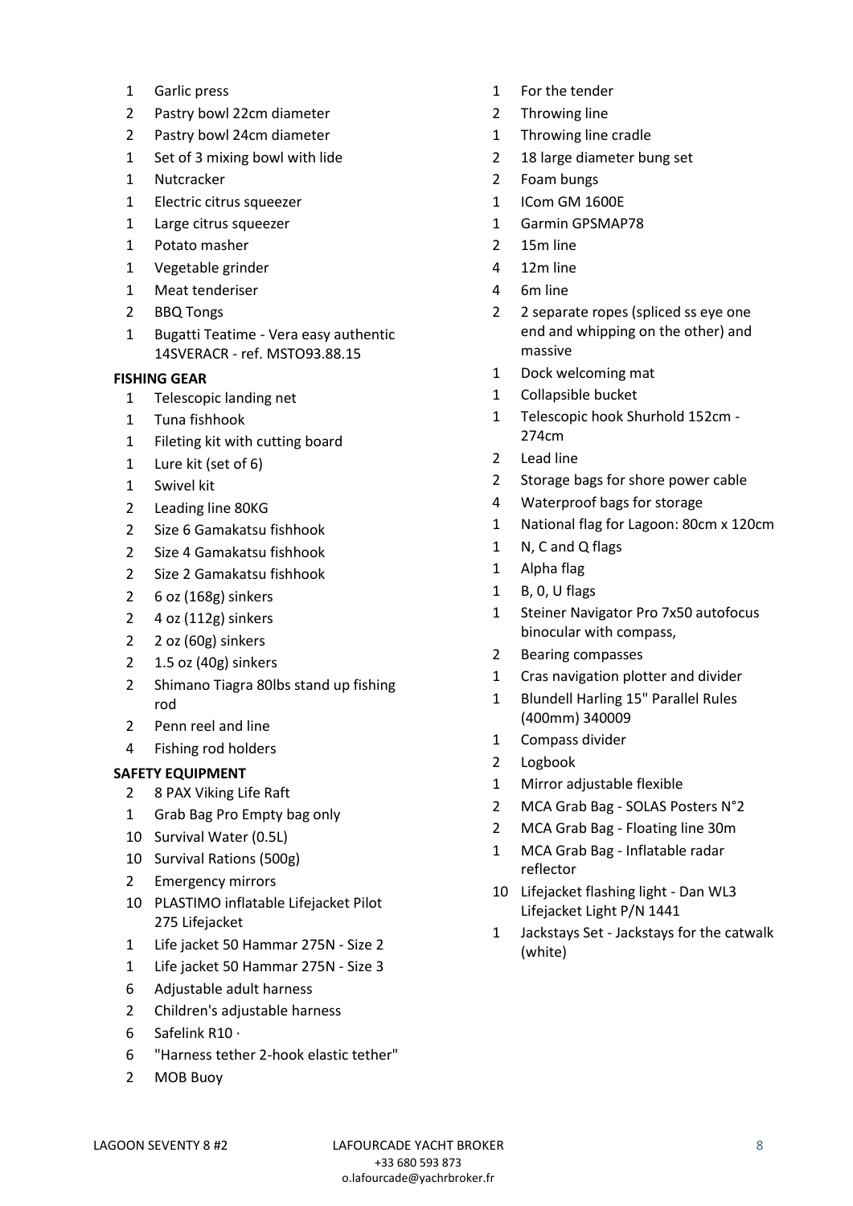- 1 Garlic press
- 2 Pastry bowl 22cm diameter
- 2 Pastry bowl 24cm diameter
- 1 Set of 3 mixing bowl with lide
- 1 Nutcracker
- 1 Electric citrus squeezer
- 1 Large citrus squeezer
- 1 Potato masher
- 1 Vegetable grinder
- 1 Meat tenderiser
- 2 BBQ Tongs
- 1 Bugatti Teatime - Vera easy authentic 14SVERACR - ref. MSTO93.88.15

**FISHING GEAR**

- 1 Telescopic landing net
- 1 Tuna fishhook
- 1 Fileting kit with cutting board
- 1 Lure kit (set of 6)
- 1 Swivel kit
- 2 Leading line 80KG
- 2 Size 6 Gamakatsu fishhook
- 2 Size 4 Gamakatsu fishhook
- 2 Size 2 Gamakatsu fishhook
- 2 6 oz (168g) sinkers
- 2 4 oz (112g) sinkers
- 2 2 oz (60g) sinkers
- 2 1.5 oz (40g) sinkers
- 2 Shimano Tiagra 80lbs stand up fishing rod
- 2 Penn reel and line
- 4 Fishing rod holders

**SAFETY EQUIPMENT**

- 2 8 PAX Viking Life Raft
- 1 Grab Bag Pro Empty bag only
- 10 Survival Water (0.5L)
- 10 Survival Rations (500g)
- 2 Emergency mirrors
- 10 PLASTIMO inflatable Lifejacket Pilot 275 Lifejacket
- 1 Life jacket 50 Hammar 275N - Size 2
- 1 Life jacket 50 Hammar 275N - Size 3
- 6 Adjustable adult harness
- 2 Children's adjustable harness
- 6 Safelink R10 ·
- 6 "Harness tether 2-hook elastic tether"
- 2 MOB Buoy
- 1 For the tender
- 2 Throwing line
- 1 Throwing line cradle
- 2 18 large diameter bung set
- 2 Foam bungs
- 1 ICom GM 1600E
- 1 Garmin GPSMAP78
- 2 15m line
- 4 12m line
- 4 6m line
- 2 2 separate ropes (spliced ss eye one end and whipping on the other) and massive
- 1 Dock welcoming mat
- 1 Collapsible bucket
- 1 Telescopic hook Shurhold 152cm - 274cm
- 2 Lead line
- 2 Storage bags for shore power cable
- 4 Waterproof bags for storage
- 1 National flag for Lagoon: 80cm x 120cm
- 1 N, C and Q flags
- 1 Alpha flag
- 1 B, 0, U flags
- 1 Steiner Navigator Pro 7x50 autofocus binocular with compass,
- 2 Bearing compasses
- 1 Cras navigation plotter and divider
- 1 Blundell Harling 15" Parallel Rules (400mm) 340009
- 1 Compass divider
- 2 Logbook
- 1 Mirror adjustable flexible
- 2 MCA Grab Bag - SOLAS Posters N°2
- 2 MCA Grab Bag - Floating line 30m
- 1 MCA Grab Bag - Inflatable radar reflector
- 10 Lifejacket flashing light - Dan WL3 Lifejacket Light P/N 1441
- 1 Jackstays Set - Jackstays for the catwalk (white)